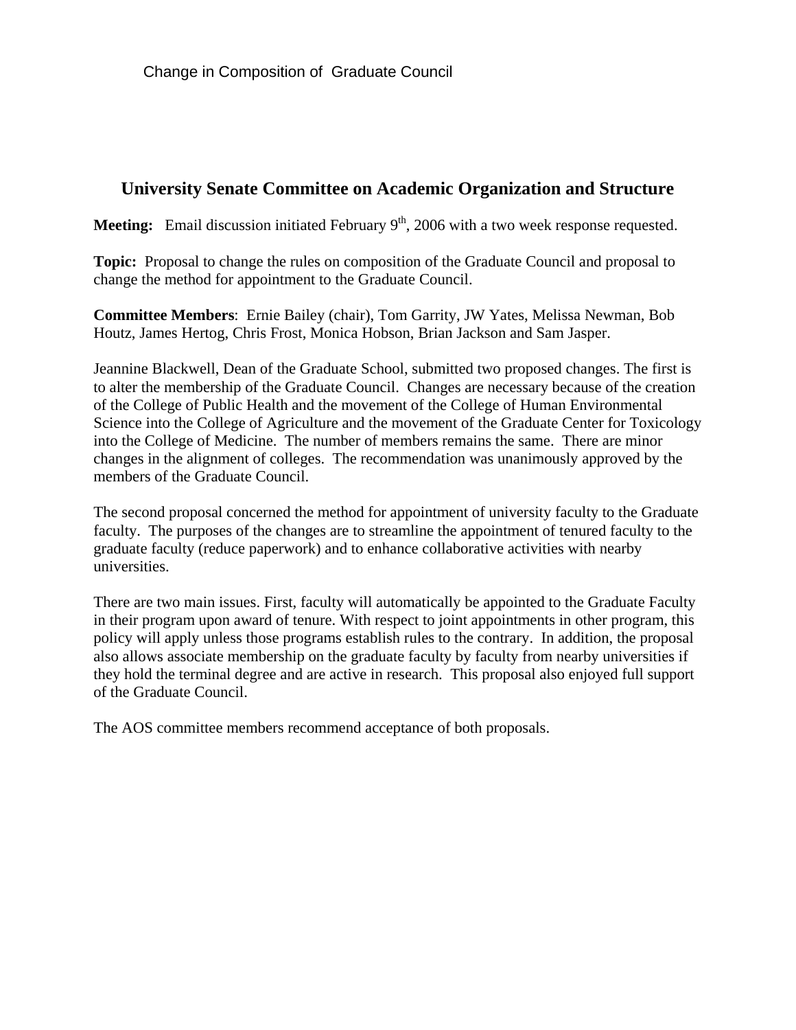Change in Composition of Graduate Council

## University Senate Committee on Academic Organization and Structure

**Meeting:** Email discussion initiated February 9th, 2006 with a two week response requested.

**Topic:** Proposal to change the rules on composition of the Graduate Council and proposal to change the method for appointment to the Graduate Council.

**Committee Members**: Ernie Bailey (chair), Tom Garrity, JW Yates, Melissa Newman, Bob Houtz, James Hertog, Chris Frost, Monica Hobson, Brian Jackson and Sam Jasper.

Jeannine Blackwell, Dean of the Graduate School, submitted two proposed changes. The first is to alter the membership of the Graduate Council. Changes are necessary because of the creation of the College of Public Health and the movement of the College of Human Environmental Science into the College of Agriculture and the movement of the Graduate Center for Toxicology into the College of Medicine. The number of members remains the same. There are minor changes in the alignment of colleges. The recommendation was unanimously approved by the members of the Graduate Council.

The second proposal concerned the method for appointment of university faculty to the Graduate faculty. The purposes of the changes are to streamline the appointment of tenured faculty to the graduate faculty (reduce paperwork) and to enhance collaborative activities with nearby universities.

There are two main issues. First, faculty will automatically be appointed to the Graduate Faculty in their program upon award of tenure. With respect to joint appointments in other program, this policy will apply unless those programs establish rules to the contrary. In addition, the proposal also allows associate membership on the graduate faculty by faculty from nearby universities if they hold the terminal degree and are active in research. This proposal also enjoyed full support of the Graduate Council.

The AOS committee members recommend acceptance of both proposals.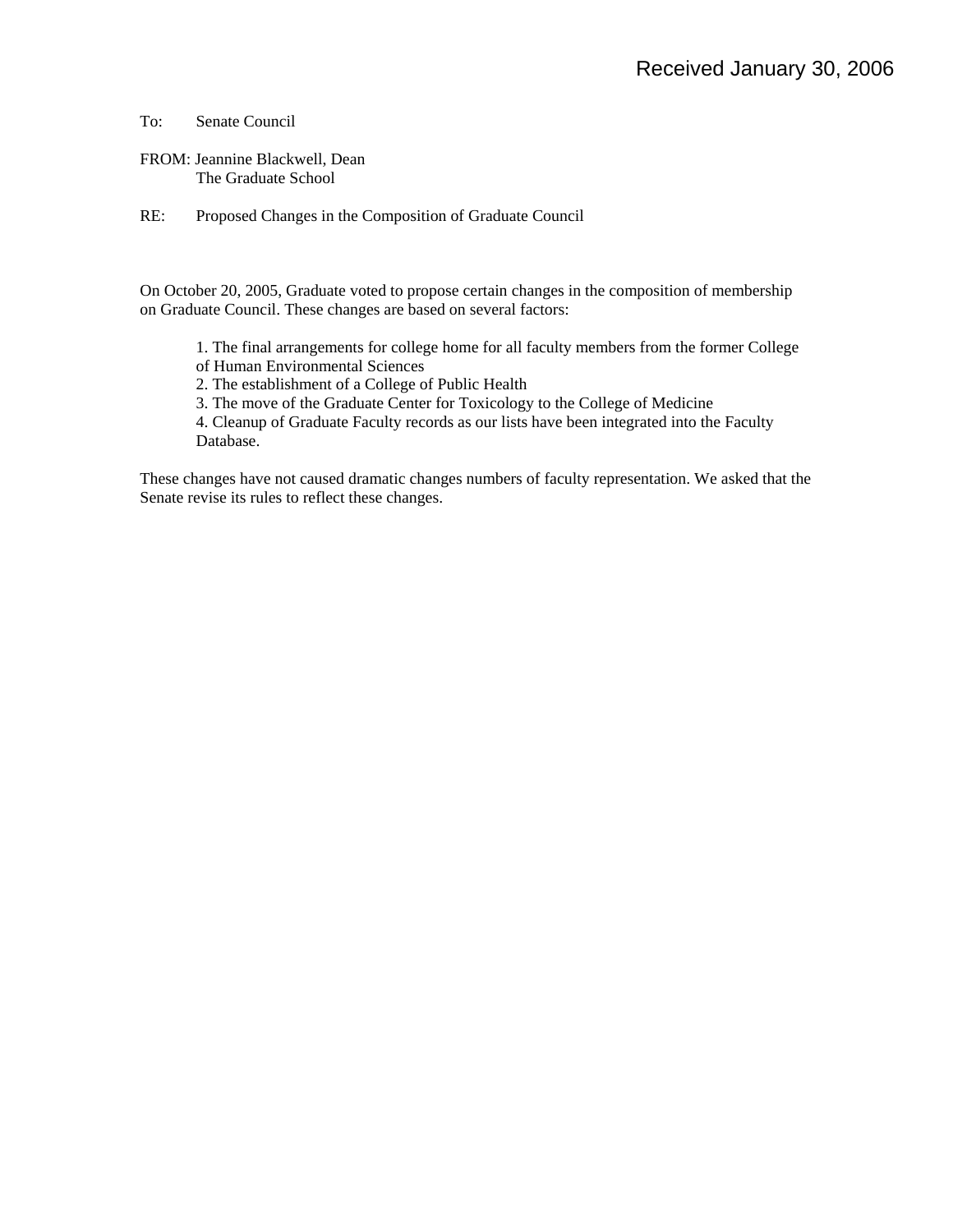Received January 30, 2006

To: Senate Council

FROM: Jeannine Blackwell, Dean
The Graduate School

RE: Proposed Changes in the Composition of Graduate Council

On October 20, 2005, Graduate voted to propose certain changes in the composition of membership on Graduate Council. These changes are based on several factors:

1. The final arrangements for college home for all faculty members from the former College of Human Environmental Sciences
2. The establishment of a College of Public Health
3. The move of the Graduate Center for Toxicology to the College of Medicine
4. Cleanup of Graduate Faculty records as our lists have been integrated into the Faculty Database.

These changes have not caused dramatic changes numbers of faculty representation. We asked that the Senate revise its rules to reflect these changes.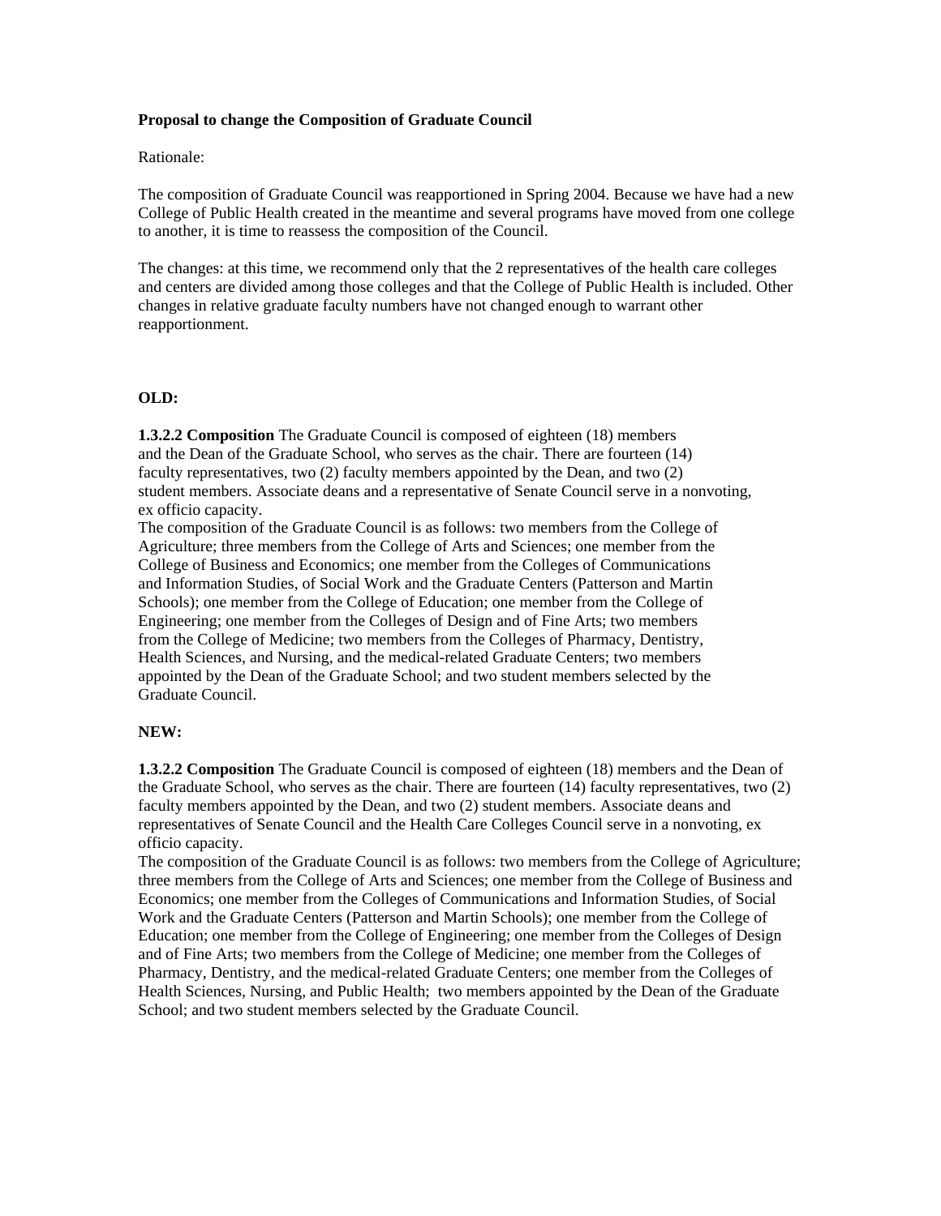**Proposal to change the Composition of Graduate Council**

Rationale:

The composition of Graduate Council was reapportioned in Spring 2004. Because we have had a new College of Public Health created in the meantime and several programs have moved from one college to another, it is time to reassess the composition of the Council.

The changes: at this time, we recommend only that the 2 representatives of the health care colleges and centers are divided among those colleges and that the College of Public Health is included. Other changes in relative graduate faculty numbers have not changed enough to warrant other reapportionment.

**OLD:**

**1.3.2.2 Composition** The Graduate Council is composed of eighteen (18) members and the Dean of the Graduate School, who serves as the chair. There are fourteen (14) faculty representatives, two (2) faculty members appointed by the Dean, and two (2) student members. Associate deans and a representative of Senate Council serve in a nonvoting, ex officio capacity.
The composition of the Graduate Council is as follows: two members from the College of Agriculture; three members from the College of Arts and Sciences; one member from the College of Business and Economics; one member from the Colleges of Communications and Information Studies, of Social Work and the Graduate Centers (Patterson and Martin Schools); one member from the College of Education; one member from the College of Engineering; one member from the Colleges of Design and of Fine Arts; two members from the College of Medicine; two members from the Colleges of Pharmacy, Dentistry, Health Sciences, and Nursing, and the medical-related Graduate Centers; two members appointed by the Dean of the Graduate School; and two student members selected by the Graduate Council.

**NEW:**

**1.3.2.2 Composition** The Graduate Council is composed of eighteen (18) members and the Dean of the Graduate School, who serves as the chair. There are fourteen (14) faculty representatives, two (2) faculty members appointed by the Dean, and two (2) student members. Associate deans and representatives of Senate Council and the Health Care Colleges Council serve in a nonvoting, ex officio capacity.
The composition of the Graduate Council is as follows: two members from the College of Agriculture; three members from the College of Arts and Sciences; one member from the College of Business and Economics; one member from the Colleges of Communications and Information Studies, of Social Work and the Graduate Centers (Patterson and Martin Schools); one member from the College of Education; one member from the College of Engineering; one member from the Colleges of Design and of Fine Arts; two members from the College of Medicine; one member from the Colleges of Pharmacy, Dentistry, and the medical-related Graduate Centers; one member from the Colleges of Health Sciences, Nursing, and Public Health; two members appointed by the Dean of the Graduate School; and two student members selected by the Graduate Council.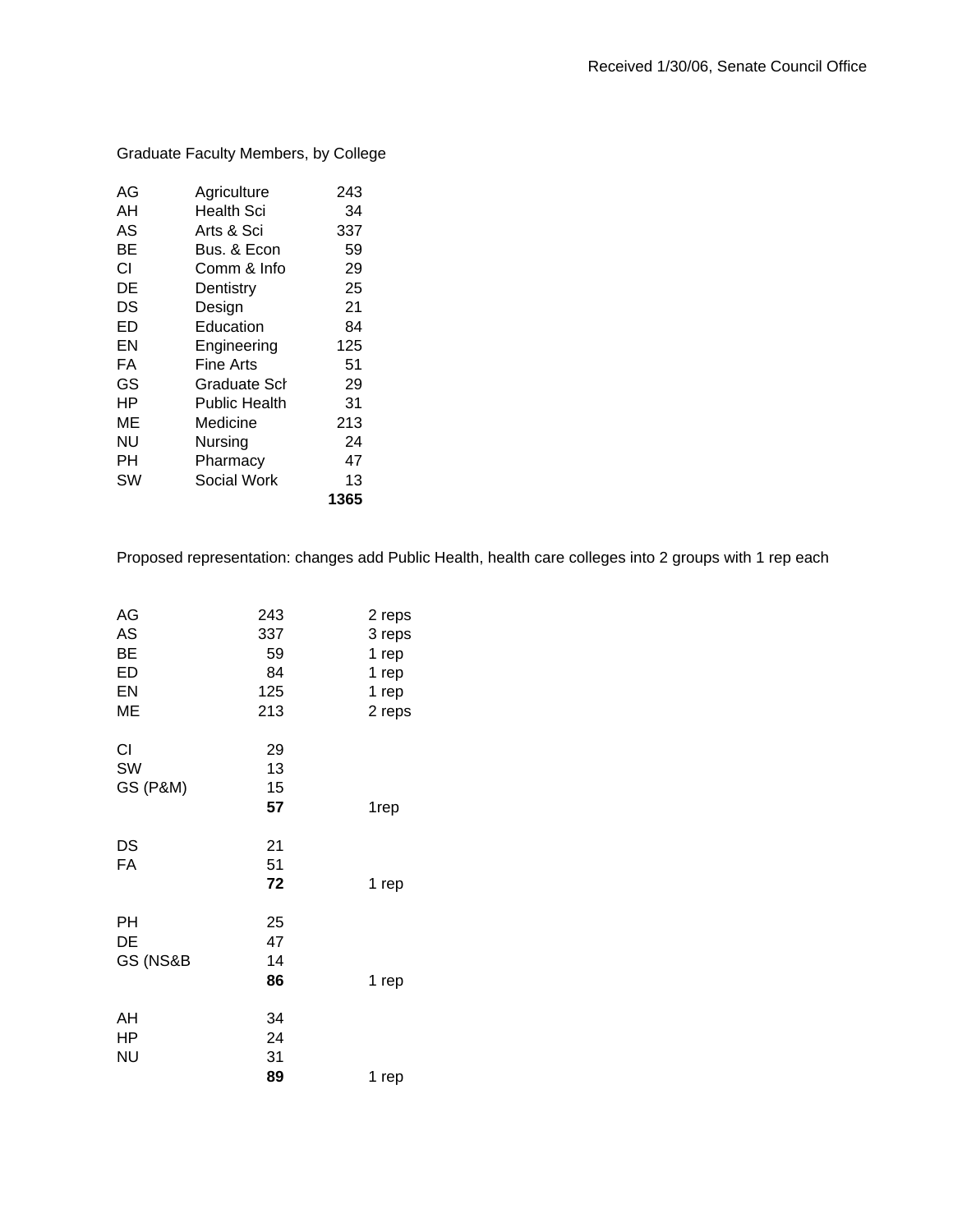Received 1/30/06, Senate Council Office

Graduate Faculty Members, by College

| | | |
|---|---|---|
| AG | Agriculture | 243 |
| AH | Health Sci | 34 |
| AS | Arts & Sci | 337 |
| BE | Bus. & Econ | 59 |
| CI | Comm & Info | 29 |
| DE | Dentistry | 25 |
| DS | Design | 21 |
| ED | Education | 84 |
| EN | Engineering | 125 |
| FA | Fine Arts | 51 |
| GS | Graduate Sch | 29 |
| HP | Public Health | 31 |
| ME | Medicine | 213 |
| NU | Nursing | 24 |
| PH | Pharmacy | 47 |
| SW | Social Work | 13 |
| | | **1365** |

Proposed representation: changes add Public Health, health care colleges into 2 groups with 1 rep each

| | | |
|---|---|---|
| AG | 243 | 2 reps |
| AS | 337 | 3 reps |
| BE | 59 | 1 rep |
| ED | 84 | 1 rep |
| EN | 125 | 1 rep |
| ME | 213 | 2 reps |
| | | |
| CI | 29 | |
| SW | 13 | |
| GS (P&M) | 15 | |
| | **57** | 1rep |
| | | |
| DS | 21 | |
| FA | 51 | |
| | **72** | 1 rep |
| | | |
| PH | 25 | |
| DE | 47 | |
| GS (NS&B | 14 | |
| | **86** | 1 rep |
| | | |
| AH | 34 | |
| HP | 24 | |
| NU | 31 | |
| | **89** | 1 rep |